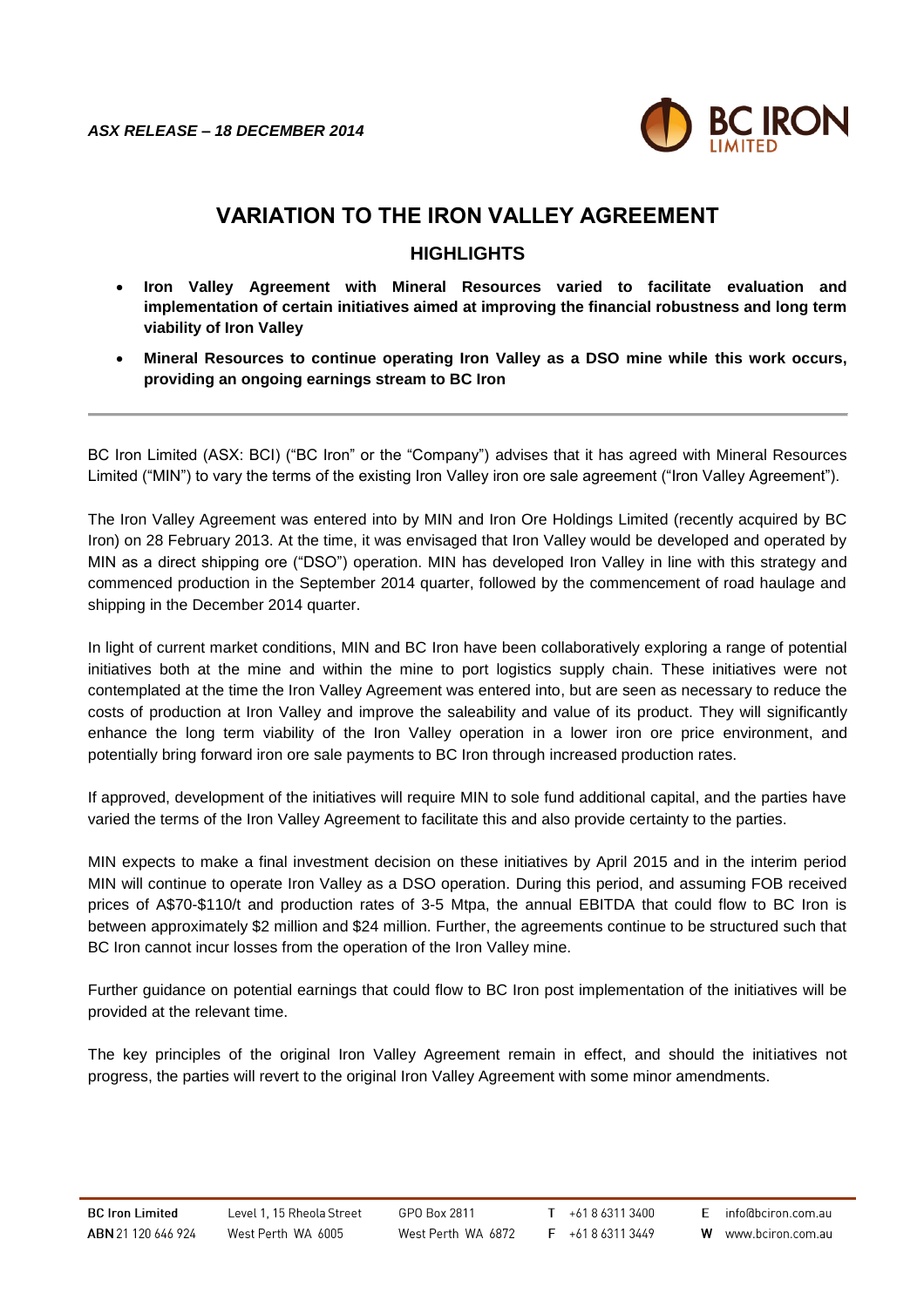*ASX RELEASE – 18 DECEMBER 2014*

# VARIATION TO THE IRON VALLEY AGREEMENT

## HIGHLIGHTS

- **Iron Valley Agreement with Mineral Resources varied to facilitate evaluation and implementation of certain initiatives aimed at improving the financial robustness and long term viability of Iron Valley**
- **Mineral Resources to continue operating Iron Valley as a DSO mine while this work occurs, providing an ongoing earnings stream to BC Iron**

---

BC Iron Limited (ASX: BCI) ("BC Iron" or the "Company") advises that it has agreed with Mineral Resources Limited ("MIN") to vary the terms of the existing Iron Valley iron ore sale agreement ("Iron Valley Agreement").

The Iron Valley Agreement was entered into by MIN and Iron Ore Holdings Limited (recently acquired by BC Iron) on 28 February 2013. At the time, it was envisaged that Iron Valley would be developed and operated by MIN as a direct shipping ore ("DSO") operation. MIN has developed Iron Valley in line with this strategy and commenced production in the September 2014 quarter, followed by the commencement of road haulage and shipping in the December 2014 quarter.

In light of current market conditions, MIN and BC Iron have been collaboratively exploring a range of potential initiatives both at the mine and within the mine to port logistics supply chain. These initiatives were not contemplated at the time the Iron Valley Agreement was entered into, but are seen as necessary to reduce the costs of production at Iron Valley and improve the saleability and value of its product. They will significantly enhance the long term viability of the Iron Valley operation in a lower iron ore price environment, and potentially bring forward iron ore sale payments to BC Iron through increased production rates.

If approved, development of the initiatives will require MIN to sole fund additional capital, and the parties have varied the terms of the Iron Valley Agreement to facilitate this and also provide certainty to the parties.

MIN expects to make a final investment decision on these initiatives by April 2015 and in the interim period MIN will continue to operate Iron Valley as a DSO operation. During this period, and assuming FOB received prices of A$70-$110/t and production rates of 3-5 Mtpa, the annual EBITDA that could flow to BC Iron is between approximately $2 million and $24 million. Further, the agreements continue to be structured such that BC Iron cannot incur losses from the operation of the Iron Valley mine.

Further guidance on potential earnings that could flow to BC Iron post implementation of the initiatives will be provided at the relevant time.

The key principles of the original Iron Valley Agreement remain in effect, and should the initiatives not progress, the parties will revert to the original Iron Valley Agreement with some minor amendments.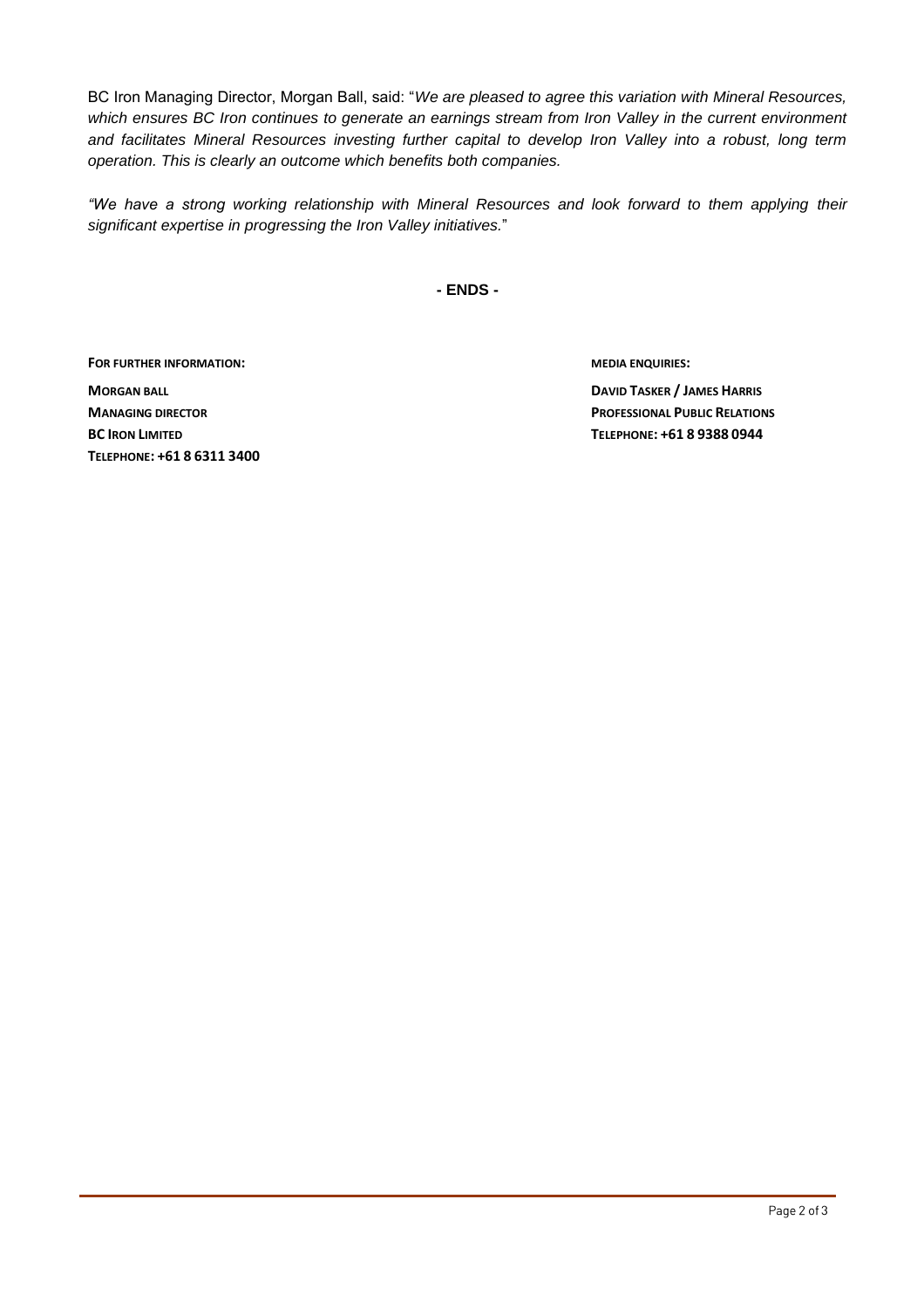BC Iron Managing Director, Morgan Ball, said: "*We are pleased to agree this variation with Mineral Resources, which ensures BC Iron continues to generate an earnings stream from Iron Valley in the current environment and facilitates Mineral Resources investing further capital to develop Iron Valley into a robust, long term operation. This is clearly an outcome which benefits both companies.*

*"We have a strong working relationship with Mineral Resources and look forward to them applying their significant expertise in progressing the Iron Valley initiatives.*"

**- ENDS -**

**FOR FURTHER INFORMATION:**

**MORGAN BALL**
**MANAGING DIRECTOR**
**BC IRON LIMITED**
**TELEPHONE: +61 8 6311 3400**

**MEDIA ENQUIRIES:**

**DAVID TASKER / JAMES HARRIS**
**PROFESSIONAL PUBLIC RELATIONS**
**TELEPHONE: +61 8 9388 0944**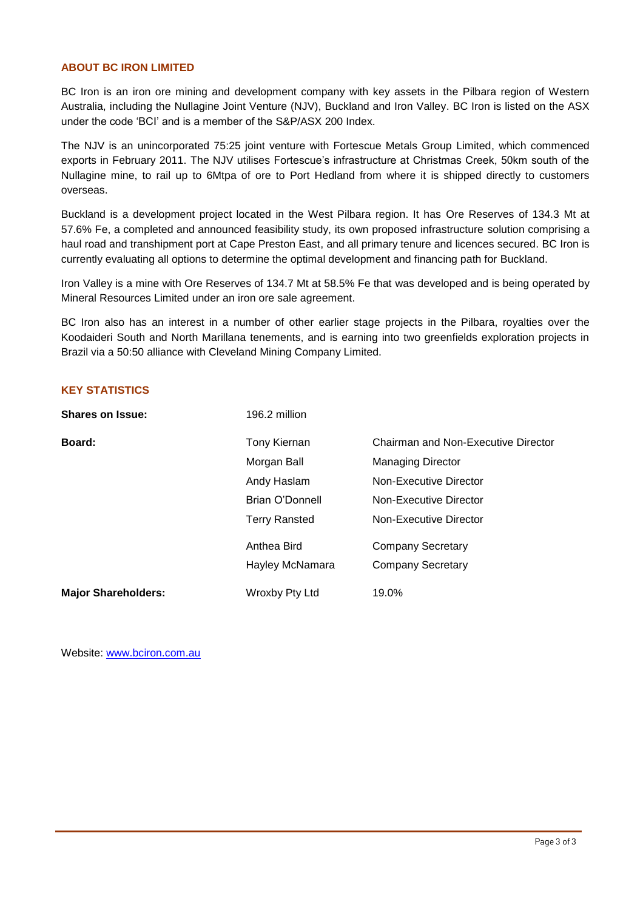## ABOUT BC IRON LIMITED

BC Iron is an iron ore mining and development company with key assets in the Pilbara region of Western Australia, including the Nullagine Joint Venture (NJV), Buckland and Iron Valley. BC Iron is listed on the ASX under the code 'BCI' and is a member of the S&P/ASX 200 Index.

The NJV is an unincorporated 75:25 joint venture with Fortescue Metals Group Limited, which commenced exports in February 2011. The NJV utilises Fortescue's infrastructure at Christmas Creek, 50km south of the Nullagine mine, to rail up to 6Mtpa of ore to Port Hedland from where it is shipped directly to customers overseas.

Buckland is a development project located in the West Pilbara region. It has Ore Reserves of 134.3 Mt at 57.6% Fe, a completed and announced feasibility study, its own proposed infrastructure solution comprising a haul road and transhipment port at Cape Preston East, and all primary tenure and licences secured. BC Iron is currently evaluating all options to determine the optimal development and financing path for Buckland.

Iron Valley is a mine with Ore Reserves of 134.7 Mt at 58.5% Fe that was developed and is being operated by Mineral Resources Limited under an iron ore sale agreement.

BC Iron also has an interest in a number of other earlier stage projects in the Pilbara, royalties over the Koodaideri South and North Marillana tenements, and is earning into two greenfields exploration projects in Brazil via a 50:50 alliance with Cleveland Mining Company Limited.

## KEY STATISTICS

| | | |
|---|---|---|
| **Shares on Issue:** | 196.2 million | |
| **Board:** | Tony Kiernan | Chairman and Non-Executive Director |
| | Morgan Ball | Managing Director |
| | Andy Haslam | Non-Executive Director |
| | Brian O'Donnell | Non-Executive Director |
| | Terry Ransted | Non-Executive Director |
| | Anthea Bird | Company Secretary |
| | Hayley McNamara | Company Secretary |
| **Major Shareholders:** | Wroxby Pty Ltd | 19.0% |

Website: www.bciron.com.au